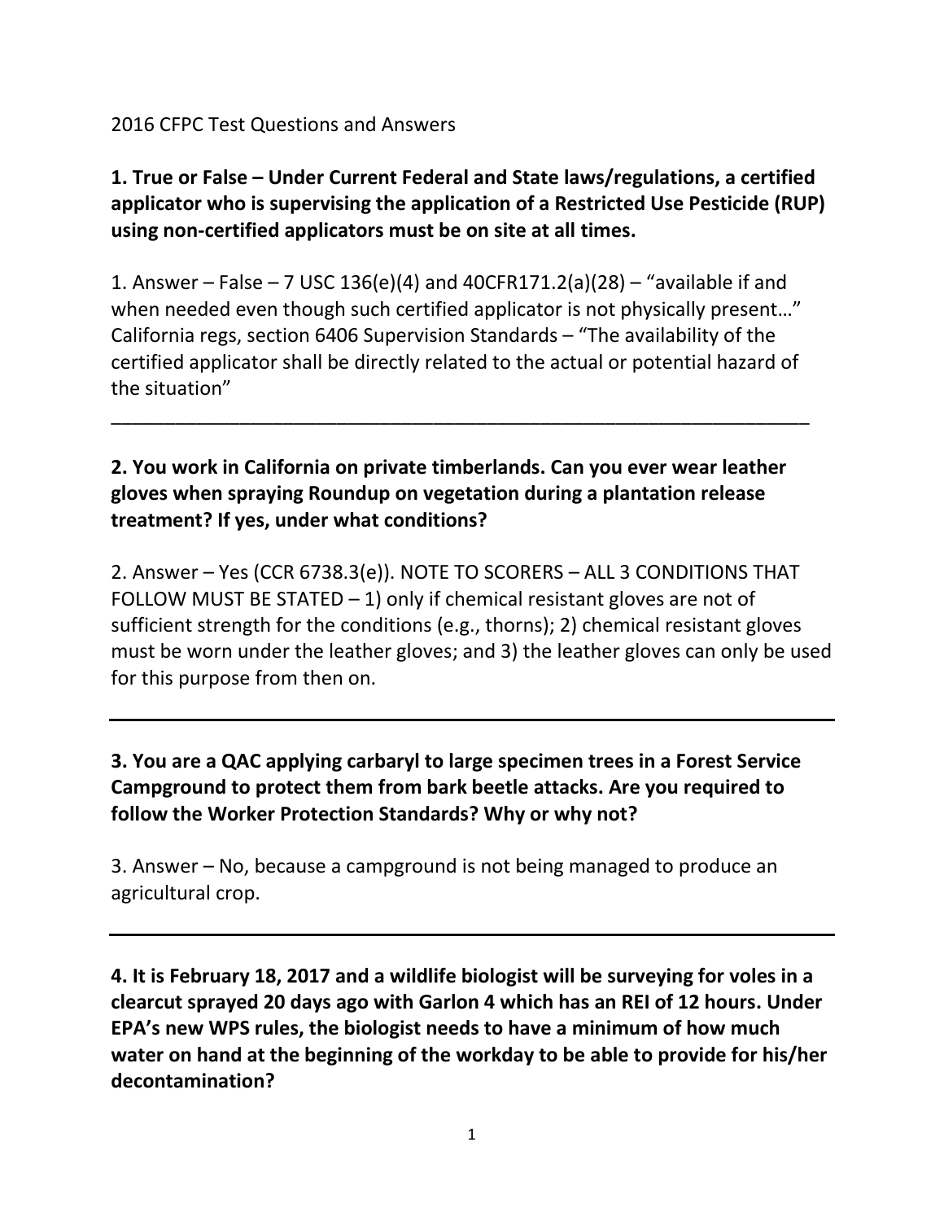2016 CFPC Test Questions and Answers

**1. True or False – Under Current Federal and State laws/regulations, a certified applicator who is supervising the application of a Restricted Use Pesticide (RUP) using non-certified applicators must be on site at all times.**

1. Answer – False – 7 USC 136(e)(4) and 40CFR171.2(a)(28) – "available if and when needed even though such certified applicator is not physically present…" California regs, section 6406 Supervision Standards – "The availability of the certified applicator shall be directly related to the actual or potential hazard of the situation"

---

**2. You work in California on private timberlands. Can you ever wear leather gloves when spraying Roundup on vegetation during a plantation release treatment? If yes, under what conditions?**

2. Answer – Yes (CCR 6738.3(e)). NOTE TO SCORERS – ALL 3 CONDITIONS THAT FOLLOW MUST BE STATED – 1) only if chemical resistant gloves are not of sufficient strength for the conditions (e.g., thorns); 2) chemical resistant gloves must be worn under the leather gloves; and 3) the leather gloves can only be used for this purpose from then on.

---

**3. You are a QAC applying carbaryl to large specimen trees in a Forest Service Campground to protect them from bark beetle attacks. Are you required to follow the Worker Protection Standards? Why or why not?**

3. Answer – No, because a campground is not being managed to produce an agricultural crop.

---

**4. It is February 18, 2017 and a wildlife biologist will be surveying for voles in a clearcut sprayed 20 days ago with Garlon 4 which has an REI of 12 hours. Under EPA's new WPS rules, the biologist needs to have a minimum of how much water on hand at the beginning of the workday to be able to provide for his/her decontamination?**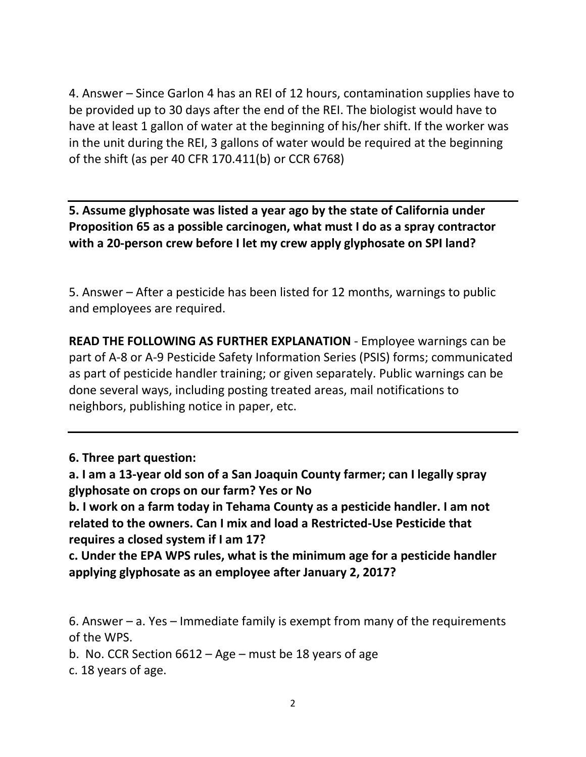4. Answer – Since Garlon 4 has an REI of 12 hours, contamination supplies have to be provided up to 30 days after the end of the REI. The biologist would have to have at least 1 gallon of water at the beginning of his/her shift. If the worker was in the unit during the REI, 3 gallons of water would be required at the beginning of the shift (as per 40 CFR 170.411(b) or CCR 6768)

---

**5. Assume glyphosate was listed a year ago by the state of California under Proposition 65 as a possible carcinogen, what must I do as a spray contractor with a 20-person crew before I let my crew apply glyphosate on SPI land?**

5. Answer – After a pesticide has been listed for 12 months, warnings to public and employees are required.

**READ THE FOLLOWING AS FURTHER EXPLANATION** - Employee warnings can be part of A-8 or A-9 Pesticide Safety Information Series (PSIS) forms; communicated as part of pesticide handler training; or given separately. Public warnings can be done several ways, including posting treated areas, mail notifications to neighbors, publishing notice in paper, etc.

---

**6. Three part question:**

**a. I am a 13-year old son of a San Joaquin County farmer; can I legally spray glyphosate on crops on our farm? Yes or No**

**b. I work on a farm today in Tehama County as a pesticide handler. I am not related to the owners. Can I mix and load a Restricted-Use Pesticide that requires a closed system if I am 17?**

**c. Under the EPA WPS rules, what is the minimum age for a pesticide handler applying glyphosate as an employee after January 2, 2017?**

6. Answer – a. Yes – Immediate family is exempt from many of the requirements of the WPS.

b. No. CCR Section 6612 – Age – must be 18 years of age

c. 18 years of age.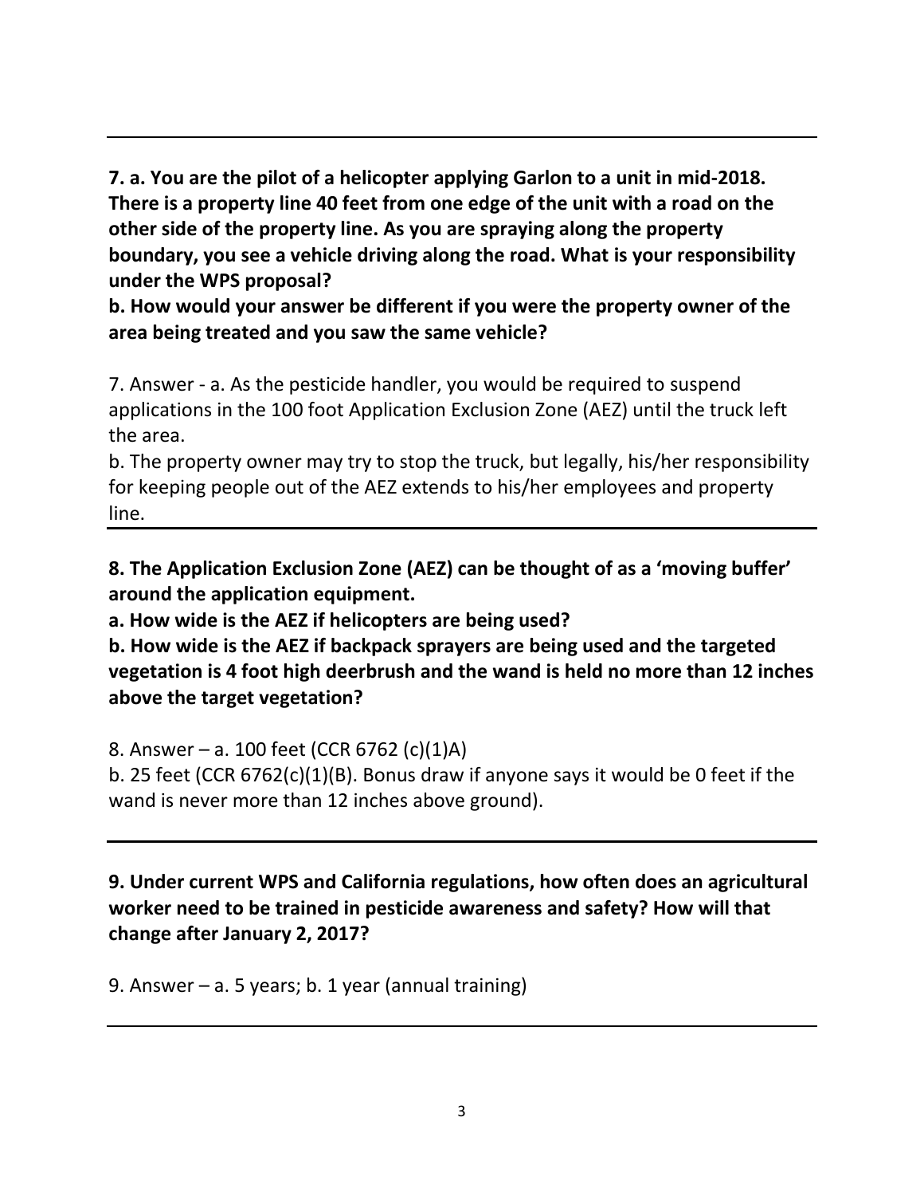---

**7. a. You are the pilot of a helicopter applying Garlon to a unit in mid-2018. There is a property line 40 feet from one edge of the unit with a road on the other side of the property line. As you are spraying along the property boundary, you see a vehicle driving along the road. What is your responsibility under the WPS proposal?**

**b. How would your answer be different if you were the property owner of the area being treated and you saw the same vehicle?**

7. Answer - a. As the pesticide handler, you would be required to suspend applications in the 100 foot Application Exclusion Zone (AEZ) until the truck left the area.

b. The property owner may try to stop the truck, but legally, his/her responsibility for keeping people out of the AEZ extends to his/her employees and property line.

---

**8. The Application Exclusion Zone (AEZ) can be thought of as a 'moving buffer' around the application equipment.**

**a. How wide is the AEZ if helicopters are being used?**

**b. How wide is the AEZ if backpack sprayers are being used and the targeted vegetation is 4 foot high deerbrush and the wand is held no more than 12 inches above the target vegetation?**

8. Answer – a. 100 feet (CCR 6762 (c)(1)A)

b. 25 feet (CCR 6762(c)(1)(B). Bonus draw if anyone says it would be 0 feet if the wand is never more than 12 inches above ground).

---

**9. Under current WPS and California regulations, how often does an agricultural worker need to be trained in pesticide awareness and safety? How will that change after January 2, 2017?**

9. Answer – a. 5 years; b. 1 year (annual training)

---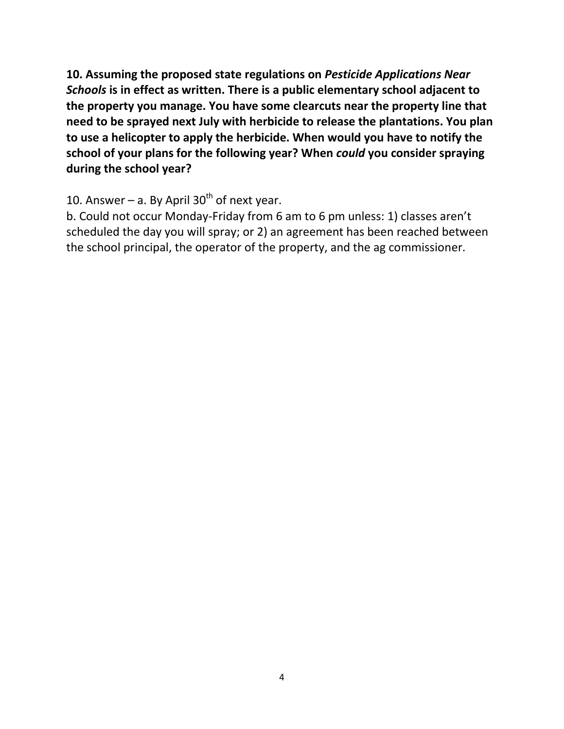**10. Assuming the proposed state regulations on *Pesticide Applications Near Schools* is in effect as written. There is a public elementary school adjacent to the property you manage. You have some clearcuts near the property line that need to be sprayed next July with herbicide to release the plantations. You plan to use a helicopter to apply the herbicide. When would you have to notify the school of your plans for the following year? When *could* you consider spraying during the school year?**

10. Answer – a. By April 30th of next year.

b. Could not occur Monday-Friday from 6 am to 6 pm unless: 1) classes aren't scheduled the day you will spray; or 2) an agreement has been reached between the school principal, the operator of the property, and the ag commissioner.